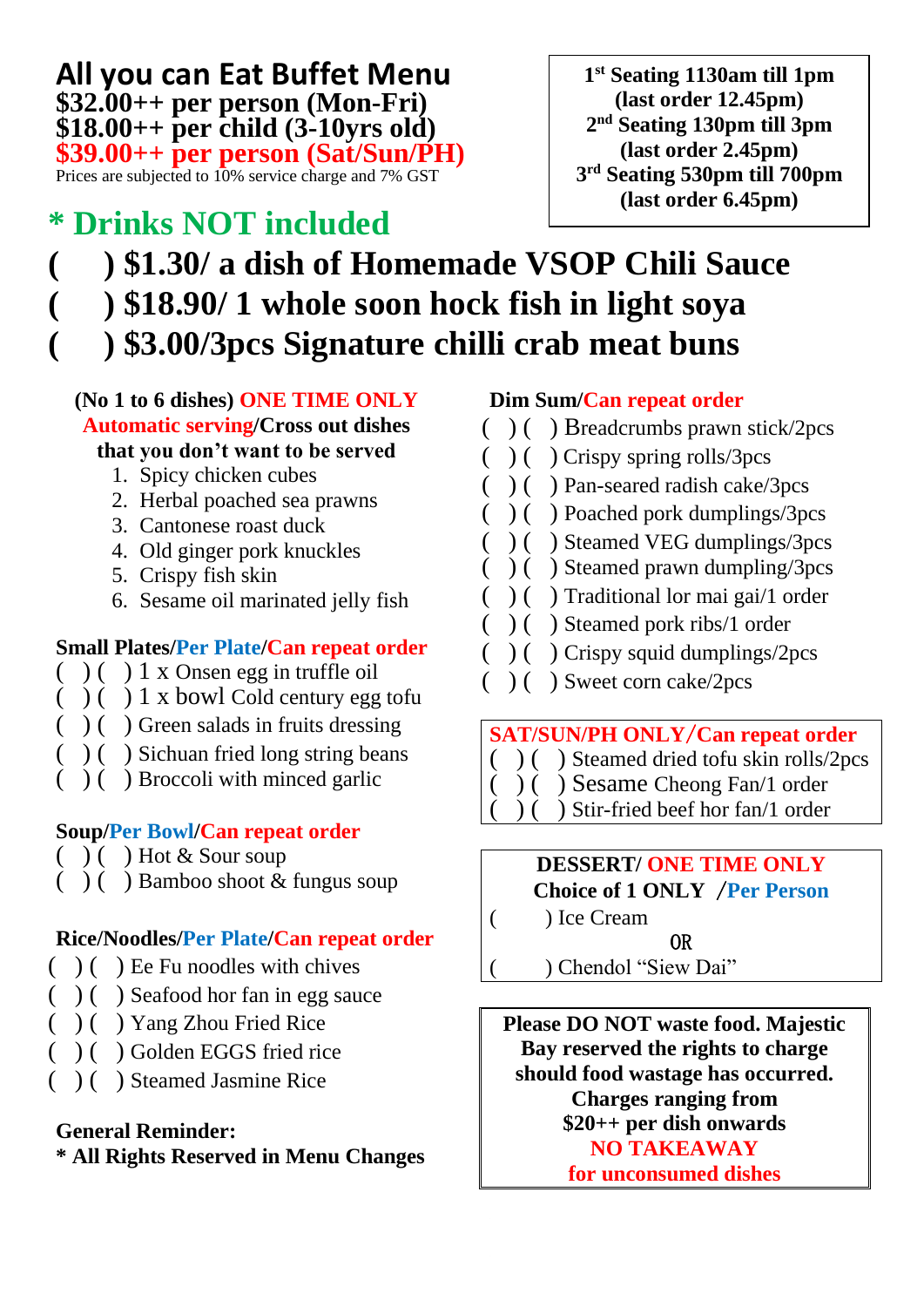# All you can Eat Buffet Menu

**$32.00++ per person (Mon-Fri)**
**$18.00++ per child (3-10yrs old)**
**$39.00++ per person (Sat/Sun/PH)**

Prices are subjected to 10% service charge and 7% GST

**1st Seating 1130am till 1pm (last order 12.45pm)**
**2nd Seating 130pm till 3pm (last order 2.45pm)**
**3rd Seating 530pm till 700pm (last order 6.45pm)**

## * Drinks NOT included

**( ) $1.30/ a dish of Homemade VSOP Chili Sauce**
**( ) $18.90/ 1 whole soon hock fish in light soya**
**( ) $3.00/3pcs Signature chilli crab meat buns**

**(No 1 to 6 dishes) ONE TIME ONLY**
**Automatic serving/Cross out dishes that you don't want to be served**

1. Spicy chicken cubes
2. Herbal poached sea prawns
3. Cantonese roast duck
4. Old ginger pork knuckles
5. Crispy fish skin
6. Sesame oil marinated jelly fish

**Small Plates/Per Plate/Can repeat order**

( ) ( ) 1 x Onsen egg in truffle oil
( ) ( ) 1 x bowl Cold century egg tofu
( ) ( ) Green salads in fruits dressing
( ) ( ) Sichuan fried long string beans
( ) ( ) Broccoli with minced garlic

**Soup/Per Bowl/Can repeat order**

( ) ( ) Hot & Sour soup
( ) ( ) Bamboo shoot & fungus soup

**Rice/Noodles/Per Plate/Can repeat order**

( ) ( ) Ee Fu noodles with chives
( ) ( ) Seafood hor fan in egg sauce
( ) ( ) Yang Zhou Fried Rice
( ) ( ) Golden EGGS fried rice
( ) ( ) Steamed Jasmine Rice

**General Reminder:**
**\* All Rights Reserved in Menu Changes**

**Dim Sum/Can repeat order**

( ) ( ) Breadcrumbs prawn stick/2pcs
( ) ( ) Crispy spring rolls/3pcs
( ) ( ) Pan-seared radish cake/3pcs
( ) ( ) Poached pork dumplings/3pcs
( ) ( ) Steamed VEG dumplings/3pcs
( ) ( ) Steamed prawn dumpling/3pcs
( ) ( ) Traditional lor mai gai/1 order
( ) ( ) Steamed pork ribs/1 order
( ) ( ) Crispy squid dumplings/2pcs
( ) ( ) Sweet corn cake/2pcs

**SAT/SUN/PH ONLY/Can repeat order**

( ) ( ) Steamed dried tofu skin rolls/2pcs
( ) ( ) Sesame Cheong Fan/1 order
( ) ( ) Stir-fried beef hor fan/1 order

**DESSERT/ ONE TIME ONLY**
**Choice of 1 ONLY /Per Person**

( ) Ice Cream

OR

( ) Chendol "Siew Dai"

**Please DO NOT waste food. Majestic Bay reserved the rights to charge should food wastage has occurred. Charges ranging from $20++ per dish onwards**
**NO TAKEAWAY for unconsumed dishes**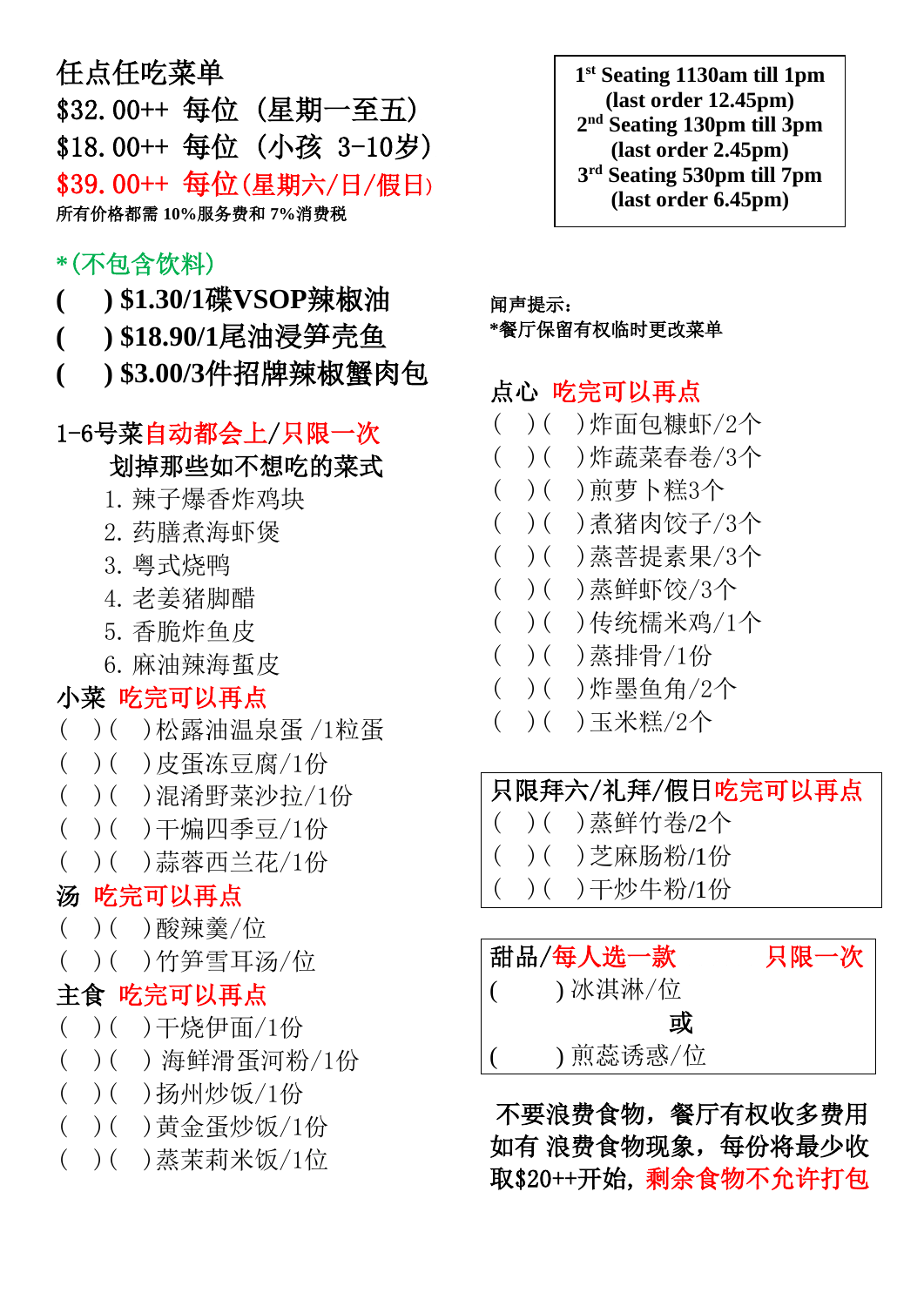# 任点任吃菜单

$32.00++ 每位（星期一至五）

$18.00++ 每位（小孩 3-10岁）

$39.00++ 每位(星期六/日/假日)

所有价格都需 10%服务费和 7%消费税

1st Seating 1130am till 1pm
(last order 12.45pm)
2nd Seating 130pm till 3pm
(last order 2.45pm)
3rd Seating 530pm till 7pm
(last order 6.45pm)

*(不包含饮料)

( ) $1.30/1碟VSOP辣椒油

( ) $18.90/1尾油浸笋壳鱼

( ) $3.00/3件招牌辣椒蟹肉包

1-6号菜自动都会上/只限一次
划掉那些如不想吃的菜式

1. 辣子爆香炸鸡块
2. 药膳煮海虾煲
3. 粤式烧鸭
4. 老姜猪脚醋
5. 香脆炸鱼皮
6. 麻油辣海蜇皮

## 小菜 吃完可以再点

( )( )松露油温泉蛋 /1粒蛋

( )( )皮蛋冻豆腐/1份

( )( )混淆野菜沙拉/1份

( )( )干煸四季豆/1份

( )( )蒜蓉西兰花/1份

## 汤 吃完可以再点

( )( )酸辣羹/位

( )( )竹笋雪耳汤/位

## 主食 吃完可以再点

( )( )干烧伊面/1份

( )( ) 海鲜滑蛋河粉/1份

( )( )扬州炒饭/1份

( )( )黄金蛋炒饭/1份

( )( )蒸茉莉米饭/1位

闸声提示:
*餐厅保留有权临时更改菜单

## 点心 吃完可以再点

( )( )炸面包糠虾/2个

( )( )炸蔬菜春卷/3个

( )( )煎萝卜糕3个

( )( )煮猪肉饺子/3个

( )( )蒸菩提素果/3个

( )( )蒸鲜虾饺/3个

( )( )传统糯米鸡/1个

( )( )蒸排骨/1份

( )( )炸墨鱼角/2个

( )( )玉米糕/2个

## 只限拜六/礼拜/假日吃完可以再点

( )( )蒸鲜竹卷/2个

( )( )芝麻肠粉/1份

( )( )干炒牛粉/1份

## 甜品/每人选一款 只限一次

( ) 冰淇淋/位

或

( ) 煎蕊诱惑/位

不要浪费食物，餐厅有权收多费用如有 浪费食物现象，每份将最少收取$20++开始，剩余食物不允许打包